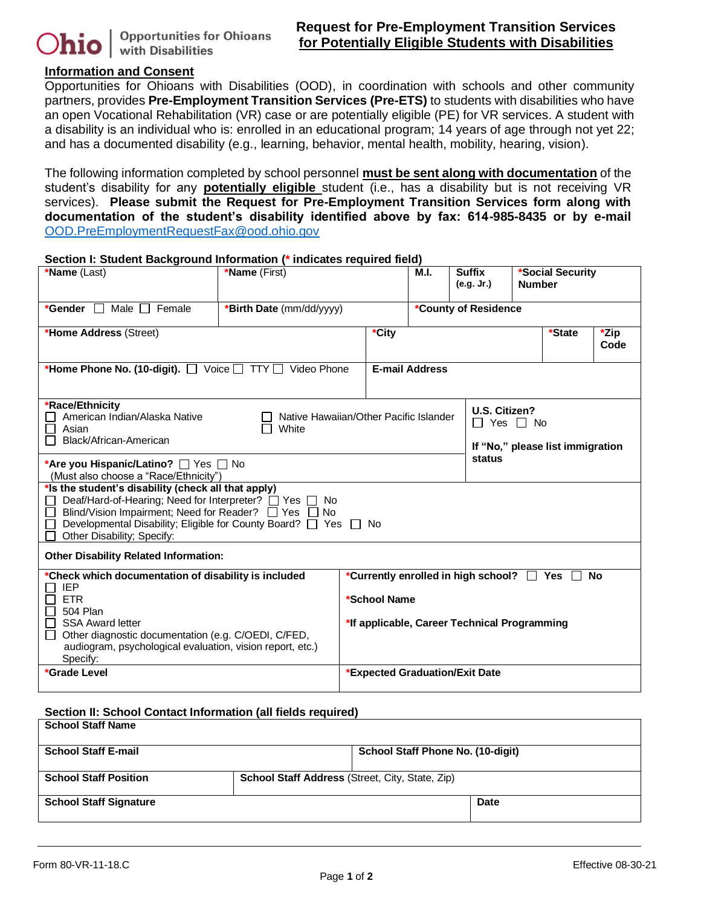**Ohio | Opportunities for Ohioans with Disabilities**

# Request for Pre-Employment Transition Services for Potentially Eligible Students with Disabilities

## Information and Consent

Opportunities for Ohioans with Disabilities (OOD), in coordination with schools and other community partners, provides **Pre-Employment Transition Services (Pre-ETS)** to students with disabilities who have an open Vocational Rehabilitation (VR) case or are potentially eligible (PE) for VR services. A student with a disability is an individual who is: enrolled in an educational program; 14 years of age through not yet 22; and has a documented disability (e.g., learning, behavior, mental health, mobility, hearing, vision).

The following information completed by school personnel **must be sent along with documentation** of the student's disability for any **potentially eligible** student (i.e., has a disability but is not receiving VR services). **Please submit the Request for Pre-Employment Transition Services form along with documentation of the student's disability identified above by fax: 614-985-8435 or by e-mail** OOD.PreEmploymentRequestFax@ood.ohio.gov

### Section I: Student Background Information (* indicates required field)

| *Name (Last) | *Name (First) | M.I. | Suffix (e.g. Jr.) | *Social Security Number |
|---|---|---|---|---|
| | | | | |

| *Gender ☐ Male ☐ Female | *Birth Date (mm/dd/yyyy) | *County of Residence |
|---|---|---|
| | | |

| *Home Address (Street) | *City | *State | *Zip Code |
|---|---|---|---|
| | | | |

| *Home Phone No. (10-digit). ☐ Voice ☐ TTY ☐ Video Phone | E-mail Address |
|---|---|
| | |

**\*Race/Ethnicity**
- ☐ American Indian/Alaska Native
- ☐ Asian
- ☐ Black/African-American
- ☐ Native Hawaiian/Other Pacific Islander
- ☐ White

**\*Are you Hispanic/Latino?** ☐ Yes ☐ No
(Must also choose a "Race/Ethnicity")

**U.S. Citizen?** ☐ Yes ☐ No

**If "No," please list immigration status**

**\*Is the student's disability (check all that apply)**
- ☐ Deaf/Hard-of-Hearing; Need for Interpreter? ☐ Yes ☐ No
- ☐ Blind/Vision Impairment; Need for Reader? ☐ Yes ☐ No
- ☐ Developmental Disability; Eligible for County Board? ☐ Yes ☐ No
- ☐ Other Disability; Specify:

**Other Disability Related Information:**

**\*Check which documentation of disability is included**
- ☐ IEP
- ☐ ETR
- ☐ 504 Plan
- ☐ SSA Award letter
- ☐ Other diagnostic documentation (e.g. C/OEDI, C/FED, audiogram, psychological evaluation, vision report, etc.) Specify:

**\*Currently enrolled in high school?** ☐ Yes ☐ No

**\*School Name**

**\*If applicable, Career Technical Programming**

| *Grade Level | *Expected Graduation/Exit Date |
|---|---|
| | |

### Section II: School Contact Information (all fields required)

| School Staff Name | |
|---|---|
| **School Staff E-mail** | **School Staff Phone No. (10-digit)** |
| **School Staff Position** | **School Staff Address** (Street, City, State, Zip) |
| **School Staff Signature** | **Date** |

Form 80-VR-11-18.C    Effective 08-30-21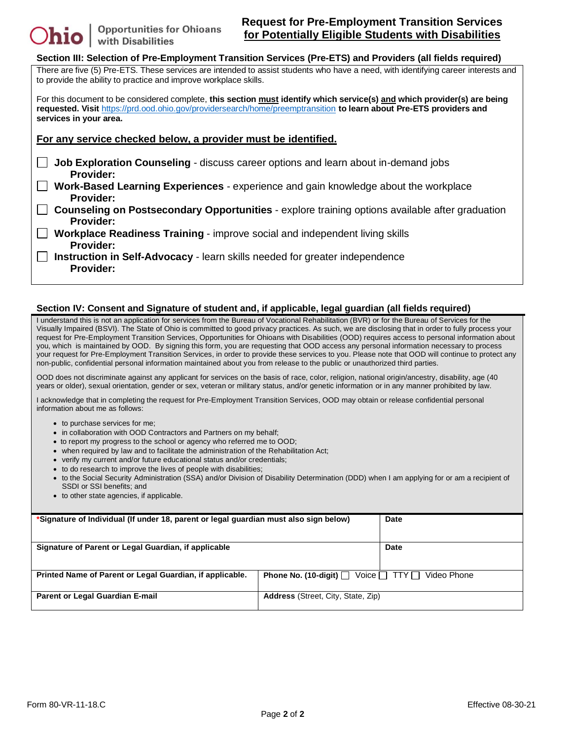# Request for Pre-Employment Transition Services for Potentially Eligible Students with Disabilities

Ohio | Opportunities for Ohioans with Disabilities

## Section III: Selection of Pre-Employment Transition Services (Pre-ETS) and Providers (all fields required)

There are five (5) Pre-ETS. These services are intended to assist students who have a need, with identifying career interests and to provide the ability to practice and improve workplace skills.

For this document to be considered complete, **this section must identify which service(s) and which provider(s) are being requested. Visit** https://prd.ood.ohio.gov/providersearch/home/preemptransition **to learn about Pre-ETS providers and services in your area.**

**For any service checked below, a provider must be identified.**

- ☐ **Job Exploration Counseling** - discuss career options and learn about in-demand jobs
  **Provider:**
- ☐ **Work-Based Learning Experiences** - experience and gain knowledge about the workplace
  **Provider:**
- ☐ **Counseling on Postsecondary Opportunities** - explore training options available after graduation
  **Provider:**
- ☐ **Workplace Readiness Training** - improve social and independent living skills
  **Provider:**
- ☐ **Instruction in Self-Advocacy** - learn skills needed for greater independence
  **Provider:**

## Section IV: Consent and Signature of student and, if applicable, legal guardian (all fields required)

I understand this is not an application for services from the Bureau of Vocational Rehabilitation (BVR) or for the Bureau of Services for the Visually Impaired (BSVI). The State of Ohio is committed to good privacy practices. As such, we are disclosing that in order to fully process your request for Pre-Employment Transition Services, Opportunities for Ohioans with Disabilities (OOD) requires access to personal information about you, which is maintained by OOD. By signing this form, you are requesting that OOD access any personal information necessary to process your request for Pre-Employment Transition Services, in order to provide these services to you. Please note that OOD will continue to protect any non-public, confidential personal information maintained about you from release to the public or unauthorized third parties.

OOD does not discriminate against any applicant for services on the basis of race, color, religion, national origin/ancestry, disability, age (40 years or older), sexual orientation, gender or sex, veteran or military status, and/or genetic information or in any manner prohibited by law.

I acknowledge that in completing the request for Pre-Employment Transition Services, OOD may obtain or release confidential personal information about me as follows:

- to purchase services for me;
- in collaboration with OOD Contractors and Partners on my behalf;
- to report my progress to the school or agency who referred me to OOD;
- when required by law and to facilitate the administration of the Rehabilitation Act;
- verify my current and/or future educational status and/or credentials;
- to do research to improve the lives of people with disabilities;
- to the Social Security Administration (SSA) and/or Division of Disability Determination (DDD) when I am applying for or am a recipient of SSDI or SSI benefits; and
- to other state agencies, if applicable.

| | |
|---|---|
| ***Signature of Individual (If under 18, parent or legal guardian must also sign below)** | **Date** |
| **Signature of Parent or Legal Guardian, if applicable** | **Date** |
| **Printed Name of Parent or Legal Guardian, if applicable.** | **Phone No. (10-digit)** ☐ Voice ☐ TTY ☐ Video Phone |
| **Parent or Legal Guardian E-mail** | **Address** (Street, City, State, Zip) |

Form 80-VR-11-18.C

Effective 08-30-21